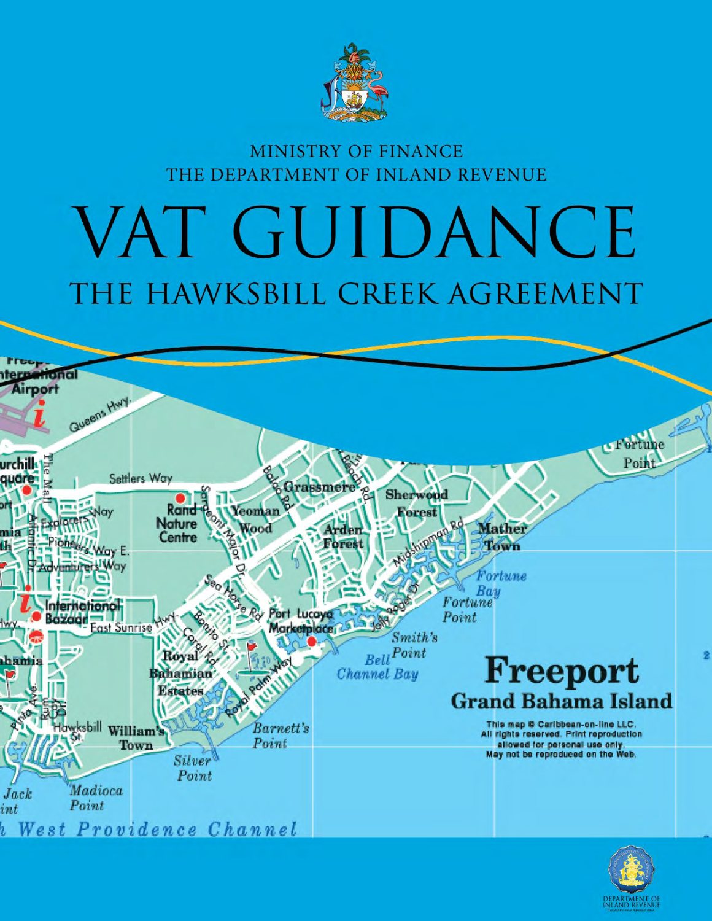MINISTRY OF FINANCE
THE DEPARTMENT OF INLAND REVENUE

# VAT GUIDANCE

## THE HAWKSBILL CREEK AGREEMENT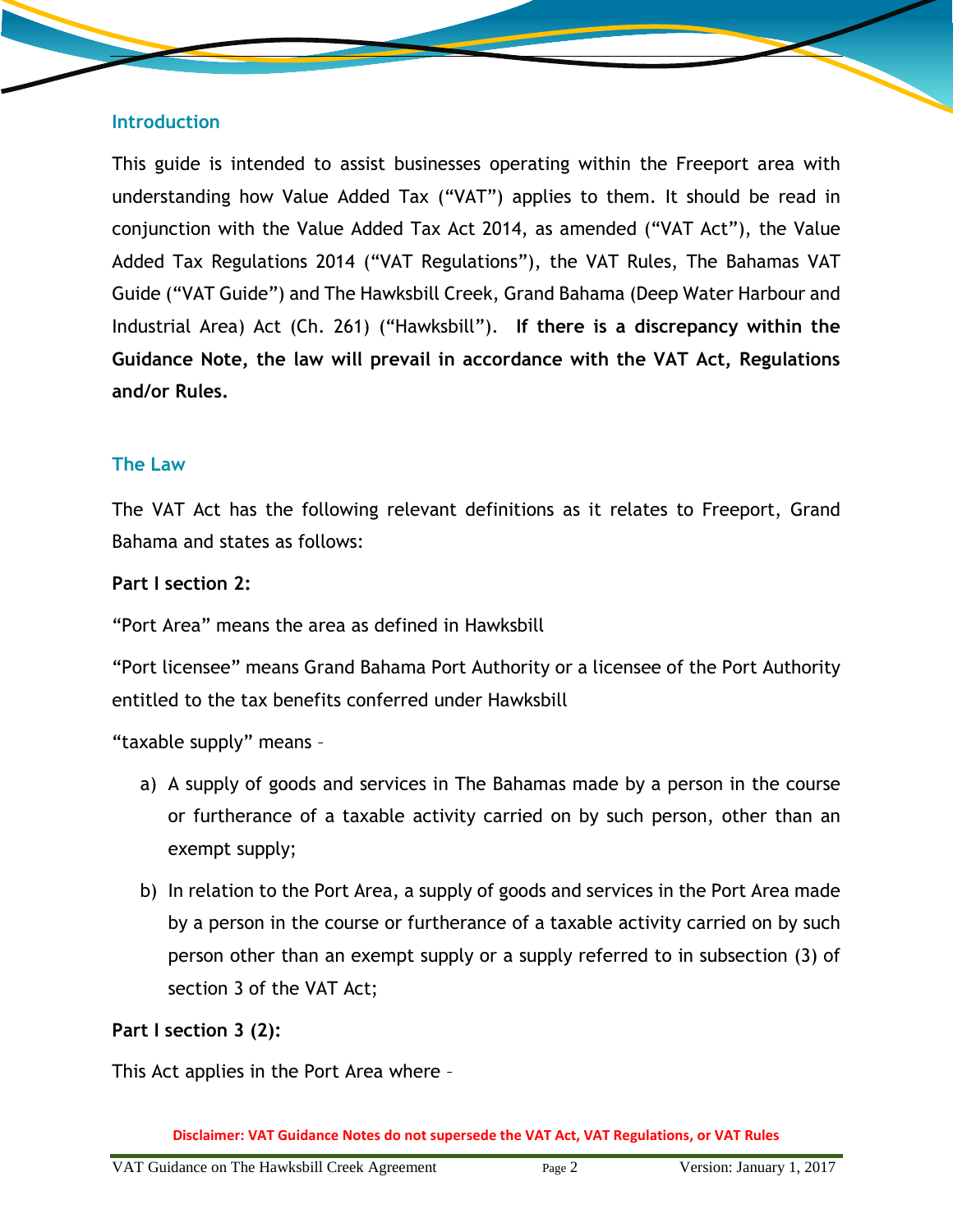## Introduction

This guide is intended to assist businesses operating within the Freeport area with understanding how Value Added Tax ("VAT") applies to them. It should be read in conjunction with the Value Added Tax Act 2014, as amended ("VAT Act"), the Value Added Tax Regulations 2014 ("VAT Regulations"), the VAT Rules, The Bahamas VAT Guide ("VAT Guide") and The Hawksbill Creek, Grand Bahama (Deep Water Harbour and Industrial Area) Act (Ch. 261) ("Hawksbill"). **If there is a discrepancy within the Guidance Note, the law will prevail in accordance with the VAT Act, Regulations and/or Rules.**

## The Law

The VAT Act has the following relevant definitions as it relates to Freeport, Grand Bahama and states as follows:

**Part I section 2:**

"Port Area" means the area as defined in Hawksbill

"Port licensee" means Grand Bahama Port Authority or a licensee of the Port Authority entitled to the tax benefits conferred under Hawksbill

"taxable supply" means –

a) A supply of goods and services in The Bahamas made by a person in the course or furtherance of a taxable activity carried on by such person, other than an exempt supply;

b) In relation to the Port Area, a supply of goods and services in the Port Area made by a person in the course or furtherance of a taxable activity carried on by such person other than an exempt supply or a supply referred to in subsection (3) of section 3 of the VAT Act;

**Part I section 3 (2):**

This Act applies in the Port Area where –

**Disclaimer: VAT Guidance Notes do not supersede the VAT Act, VAT Regulations, or VAT Rules**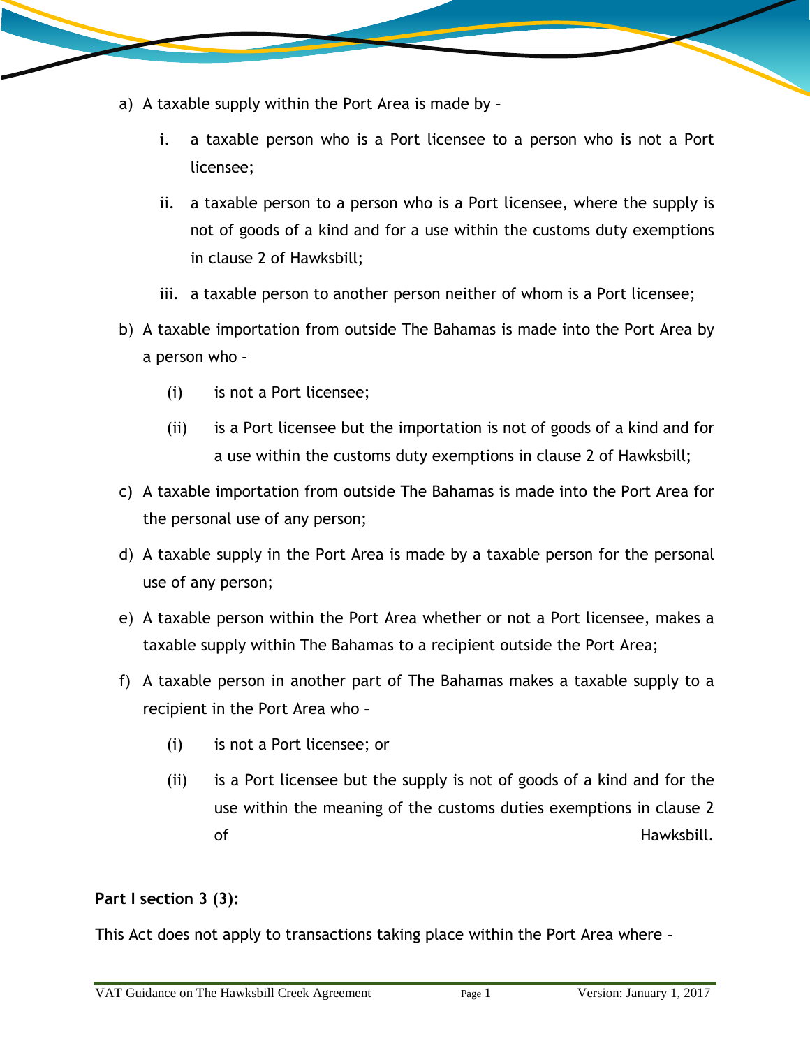a) A taxable supply within the Port Area is made by –

   i. a taxable person who is a Port licensee to a person who is not a Port licensee;

   ii. a taxable person to a person who is a Port licensee, where the supply is not of goods of a kind and for a use within the customs duty exemptions in clause 2 of Hawksbill;

   iii. a taxable person to another person neither of whom is a Port licensee;

b) A taxable importation from outside The Bahamas is made into the Port Area by a person who –

   (i) is not a Port licensee;

   (ii) is a Port licensee but the importation is not of goods of a kind and for a use within the customs duty exemptions in clause 2 of Hawksbill;

c) A taxable importation from outside The Bahamas is made into the Port Area for the personal use of any person;

d) A taxable supply in the Port Area is made by a taxable person for the personal use of any person;

e) A taxable person within the Port Area whether or not a Port licensee, makes a taxable supply within The Bahamas to a recipient outside the Port Area;

f) A taxable person in another part of The Bahamas makes a taxable supply to a recipient in the Port Area who –

   (i) is not a Port licensee; or

   (ii) is a Port licensee but the supply is not of goods of a kind and for the use within the meaning of the customs duties exemptions in clause 2 of Hawksbill.

**Part I section 3 (3):**

This Act does not apply to transactions taking place within the Port Area where –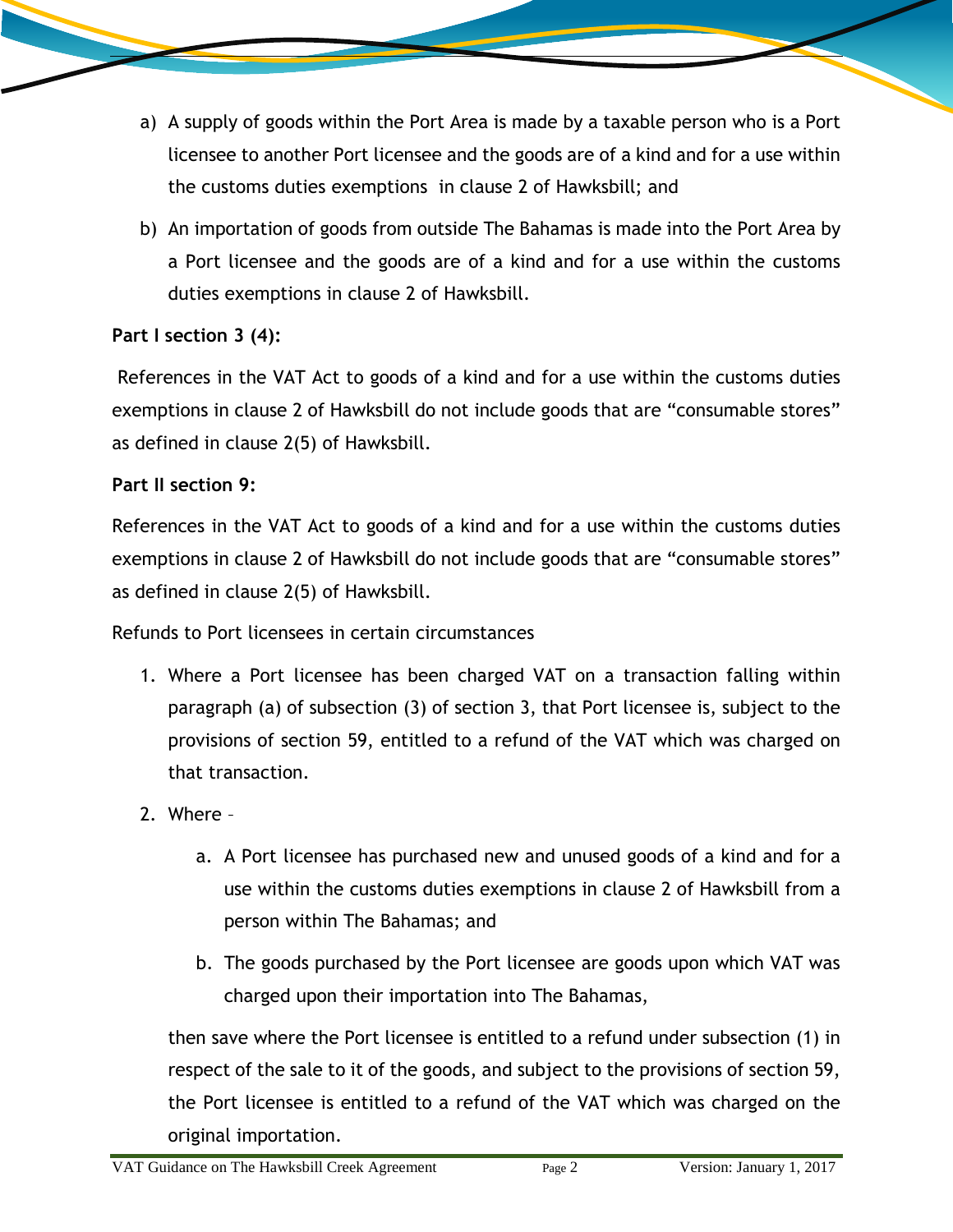a) A supply of goods within the Port Area is made by a taxable person who is a Port licensee to another Port licensee and the goods are of a kind and for a use within the customs duties exemptions in clause 2 of Hawksbill; and

b) An importation of goods from outside The Bahamas is made into the Port Area by a Port licensee and the goods are of a kind and for a use within the customs duties exemptions in clause 2 of Hawksbill.

**Part I section 3 (4):**

References in the VAT Act to goods of a kind and for a use within the customs duties exemptions in clause 2 of Hawksbill do not include goods that are "consumable stores" as defined in clause 2(5) of Hawksbill.

**Part II section 9:**

References in the VAT Act to goods of a kind and for a use within the customs duties exemptions in clause 2 of Hawksbill do not include goods that are "consumable stores" as defined in clause 2(5) of Hawksbill.

Refunds to Port licensees in certain circumstances

1. Where a Port licensee has been charged VAT on a transaction falling within paragraph (a) of subsection (3) of section 3, that Port licensee is, subject to the provisions of section 59, entitled to a refund of the VAT which was charged on that transaction.
2. Where –
   a. A Port licensee has purchased new and unused goods of a kind and for a use within the customs duties exemptions in clause 2 of Hawksbill from a person within The Bahamas; and
   b. The goods purchased by the Port licensee are goods upon which VAT was charged upon their importation into The Bahamas,

   then save where the Port licensee is entitled to a refund under subsection (1) in respect of the sale to it of the goods, and subject to the provisions of section 59, the Port licensee is entitled to a refund of the VAT which was charged on the original importation.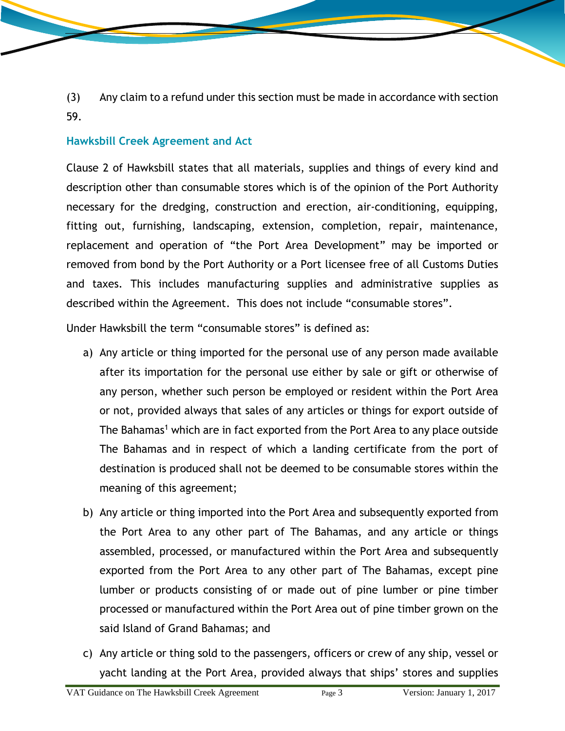(3) Any claim to a refund under this section must be made in accordance with section 59.

### Hawksbill Creek Agreement and Act

Clause 2 of Hawksbill states that all materials, supplies and things of every kind and description other than consumable stores which is of the opinion of the Port Authority necessary for the dredging, construction and erection, air-conditioning, equipping, fitting out, furnishing, landscaping, extension, completion, repair, maintenance, replacement and operation of "the Port Area Development" may be imported or removed from bond by the Port Authority or a Port licensee free of all Customs Duties and taxes. This includes manufacturing supplies and administrative supplies as described within the Agreement. This does not include "consumable stores".

Under Hawksbill the term "consumable stores" is defined as:

a) Any article or thing imported for the personal use of any person made available after its importation for the personal use either by sale or gift or otherwise of any person, whether such person be employed or resident within the Port Area or not, provided always that sales of any articles or things for export outside of The Bahamas[1] which are in fact exported from the Port Area to any place outside The Bahamas and in respect of which a landing certificate from the port of destination is produced shall not be deemed to be consumable stores within the meaning of this agreement;

b) Any article or thing imported into the Port Area and subsequently exported from the Port Area to any other part of The Bahamas, and any article or things assembled, processed, or manufactured within the Port Area and subsequently exported from the Port Area to any other part of The Bahamas, except pine lumber or products consisting of or made out of pine lumber or pine timber processed or manufactured within the Port Area out of pine timber grown on the said Island of Grand Bahamas; and

c) Any article or thing sold to the passengers, officers or crew of any ship, vessel or yacht landing at the Port Area, provided always that ships' stores and supplies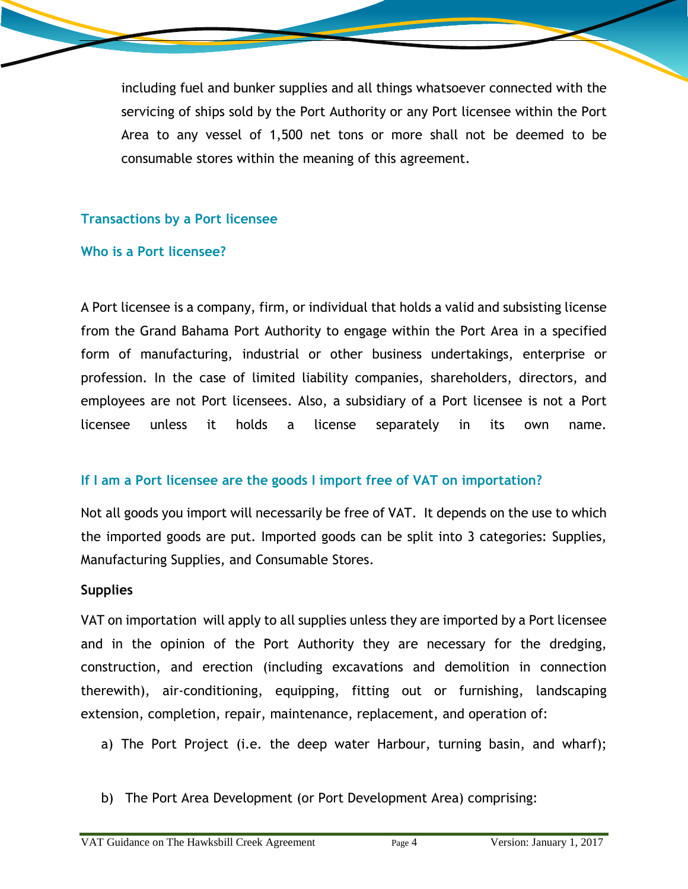including fuel and bunker supplies and all things whatsoever connected with the servicing of ships sold by the Port Authority or any Port licensee within the Port Area to any vessel of 1,500 net tons or more shall not be deemed to be consumable stores within the meaning of this agreement.

## Transactions by a Port licensee

### Who is a Port licensee?

A Port licensee is a company, firm, or individual that holds a valid and subsisting license from the Grand Bahama Port Authority to engage within the Port Area in a specified form of manufacturing, industrial or other business undertakings, enterprise or profession. In the case of limited liability companies, shareholders, directors, and employees are not Port licensees. Also, a subsidiary of a Port licensee is not a Port licensee unless it holds a license separately in its own name.

### If I am a Port licensee are the goods I import free of VAT on importation?

Not all goods you import will necessarily be free of VAT. It depends on the use to which the imported goods are put. Imported goods can be split into 3 categories: Supplies, Manufacturing Supplies, and Consumable Stores.

**Supplies**

VAT on importation will apply to all supplies unless they are imported by a Port licensee and in the opinion of the Port Authority they are necessary for the dredging, construction, and erection (including excavations and demolition in connection therewith), air-conditioning, equipping, fitting out or furnishing, landscaping extension, completion, repair, maintenance, replacement, and operation of:

a) The Port Project (i.e. the deep water Harbour, turning basin, and wharf);

b) The Port Area Development (or Port Development Area) comprising: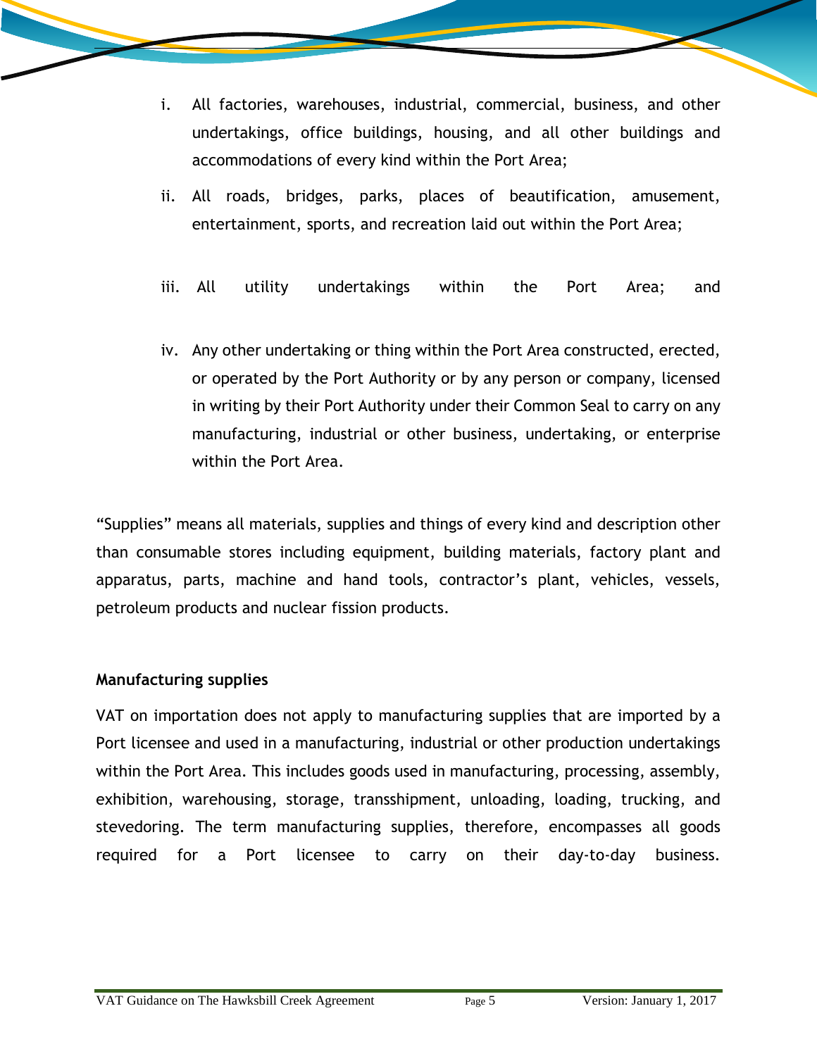i. All factories, warehouses, industrial, commercial, business, and other undertakings, office buildings, housing, and all other buildings and accommodations of every kind within the Port Area;

ii. All roads, bridges, parks, places of beautification, amusement, entertainment, sports, and recreation laid out within the Port Area;

iii. All utility undertakings within the Port Area; and

iv. Any other undertaking or thing within the Port Area constructed, erected, or operated by the Port Authority or by any person or company, licensed in writing by their Port Authority under their Common Seal to carry on any manufacturing, industrial or other business, undertaking, or enterprise within the Port Area.

"Supplies" means all materials, supplies and things of every kind and description other than consumable stores including equipment, building materials, factory plant and apparatus, parts, machine and hand tools, contractor's plant, vehicles, vessels, petroleum products and nuclear fission products.

**Manufacturing supplies**

VAT on importation does not apply to manufacturing supplies that are imported by a Port licensee and used in a manufacturing, industrial or other production undertakings within the Port Area. This includes goods used in manufacturing, processing, assembly, exhibition, warehousing, storage, transshipment, unloading, loading, trucking, and stevedoring. The term manufacturing supplies, therefore, encompasses all goods required for a Port licensee to carry on their day-to-day business.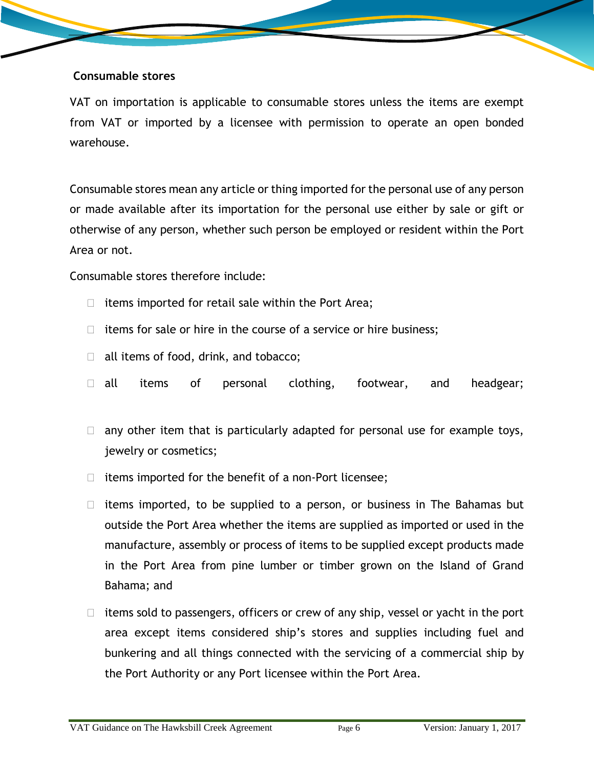**Consumable stores**

VAT on importation is applicable to consumable stores unless the items are exempt from VAT or imported by a licensee with permission to operate an open bonded warehouse.

Consumable stores mean any article or thing imported for the personal use of any person or made available after its importation for the personal use either by sale or gift or otherwise of any person, whether such person be employed or resident within the Port Area or not.

Consumable stores therefore include:

- items imported for retail sale within the Port Area;
- items for sale or hire in the course of a service or hire business;
- all items of food, drink, and tobacco;
- all items of personal clothing, footwear, and headgear;
- any other item that is particularly adapted for personal use for example toys, jewelry or cosmetics;
- items imported for the benefit of a non-Port licensee;
- items imported, to be supplied to a person, or business in The Bahamas but outside the Port Area whether the items are supplied as imported or used in the manufacture, assembly or process of items to be supplied except products made in the Port Area from pine lumber or timber grown on the Island of Grand Bahama; and
- items sold to passengers, officers or crew of any ship, vessel or yacht in the port area except items considered ship's stores and supplies including fuel and bunkering and all things connected with the servicing of a commercial ship by the Port Authority or any Port licensee within the Port Area.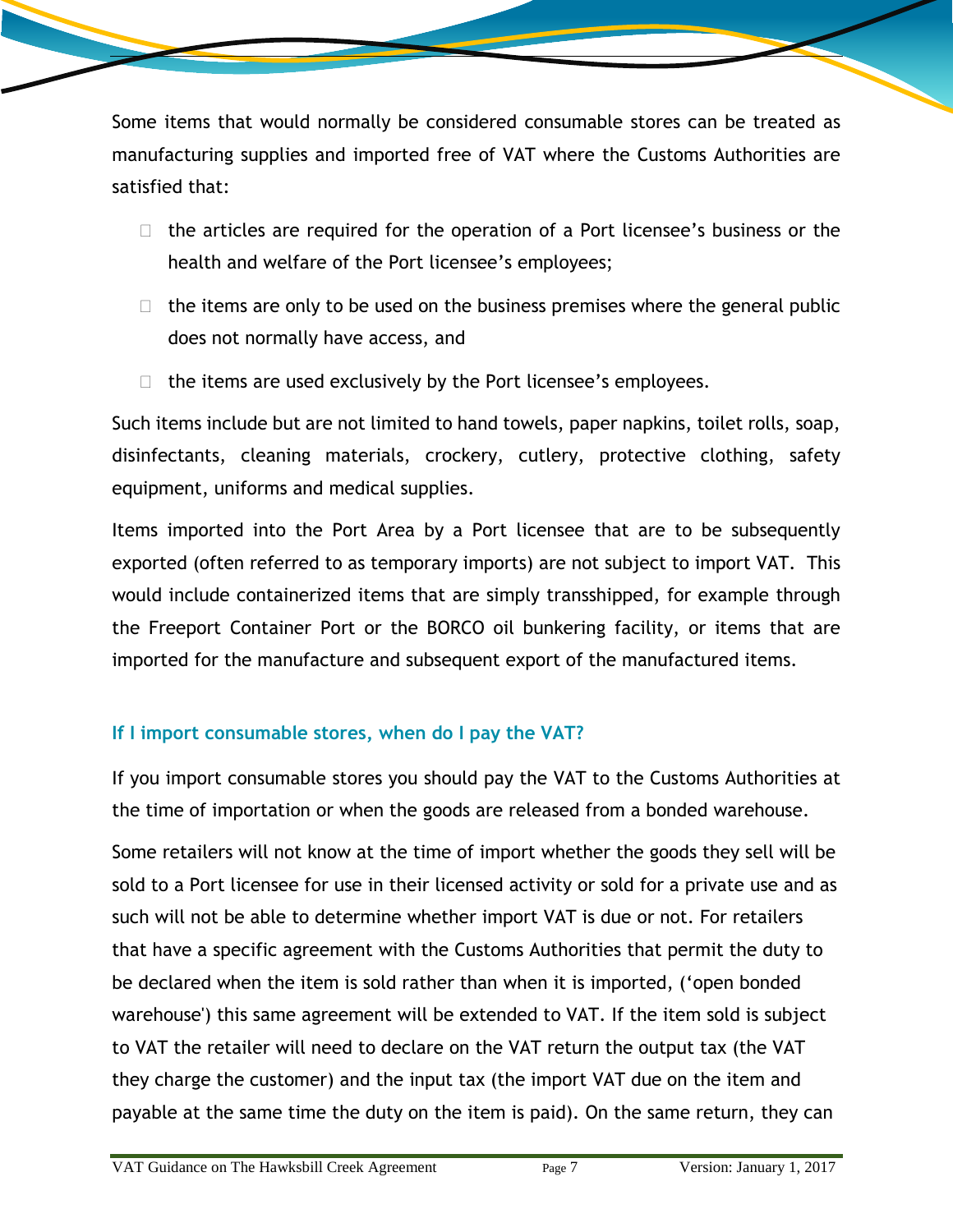Some items that would normally be considered consumable stores can be treated as manufacturing supplies and imported free of VAT where the Customs Authorities are satisfied that:

- the articles are required for the operation of a Port licensee's business or the health and welfare of the Port licensee's employees;
- the items are only to be used on the business premises where the general public does not normally have access, and
- the items are used exclusively by the Port licensee's employees.

Such items include but are not limited to hand towels, paper napkins, toilet rolls, soap, disinfectants, cleaning materials, crockery, cutlery, protective clothing, safety equipment, uniforms and medical supplies.

Items imported into the Port Area by a Port licensee that are to be subsequently exported (often referred to as temporary imports) are not subject to import VAT. This would include containerized items that are simply transshipped, for example through the Freeport Container Port or the BORCO oil bunkering facility, or items that are imported for the manufacture and subsequent export of the manufactured items.

### If I import consumable stores, when do I pay the VAT?

If you import consumable stores you should pay the VAT to the Customs Authorities at the time of importation or when the goods are released from a bonded warehouse.

Some retailers will not know at the time of import whether the goods they sell will be sold to a Port licensee for use in their licensed activity or sold for a private use and as such will not be able to determine whether import VAT is due or not. For retailers that have a specific agreement with the Customs Authorities that permit the duty to be declared when the item is sold rather than when it is imported, ('open bonded warehouse') this same agreement will be extended to VAT. If the item sold is subject to VAT the retailer will need to declare on the VAT return the output tax (the VAT they charge the customer) and the input tax (the import VAT due on the item and payable at the same time the duty on the item is paid). On the same return, they can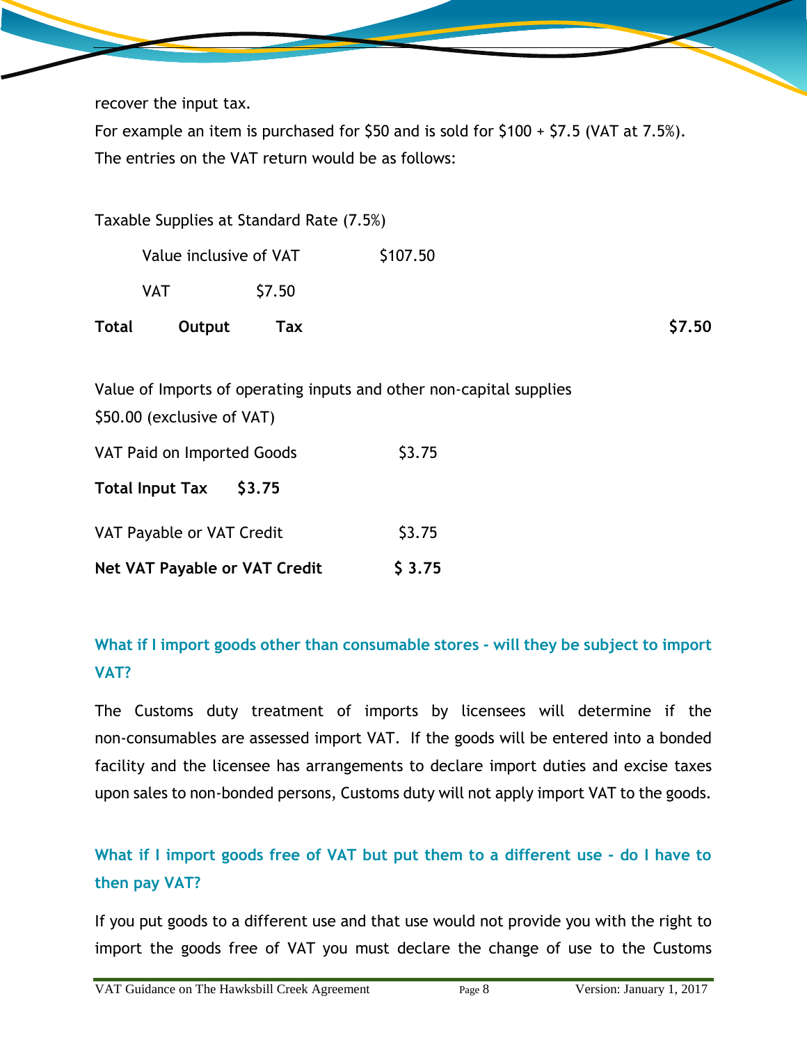recover the input tax.

For example an item is purchased for $50 and is sold for $100 + $7.5 (VAT at 7.5%).

The entries on the VAT return would be as follows:

Taxable Supplies at Standard Rate (7.5%)

| | | | |
|---|---|---|---|
| Value inclusive of VAT | | $107.50 | |
| VAT | $7.50 | | |
| **Total Output Tax** | | | **$7.50** |

Value of Imports of operating inputs and other non-capital supplies
$50.00 (exclusive of VAT)

| | |
|---|---|
| VAT Paid on Imported Goods | $3.75 |
| **Total Input Tax** **$3.75** | |
| VAT Payable or VAT Credit | $3.75 |
| **Net VAT Payable or VAT Credit** | **$ 3.75** |

### What if I import goods other than consumable stores - will they be subject to import VAT?

The Customs duty treatment of imports by licensees will determine if the non-consumables are assessed import VAT. If the goods will be entered into a bonded facility and the licensee has arrangements to declare import duties and excise taxes upon sales to non-bonded persons, Customs duty will not apply import VAT to the goods.

### What if I import goods free of VAT but put them to a different use - do I have to then pay VAT?

If you put goods to a different use and that use would not provide you with the right to import the goods free of VAT you must declare the change of use to the Customs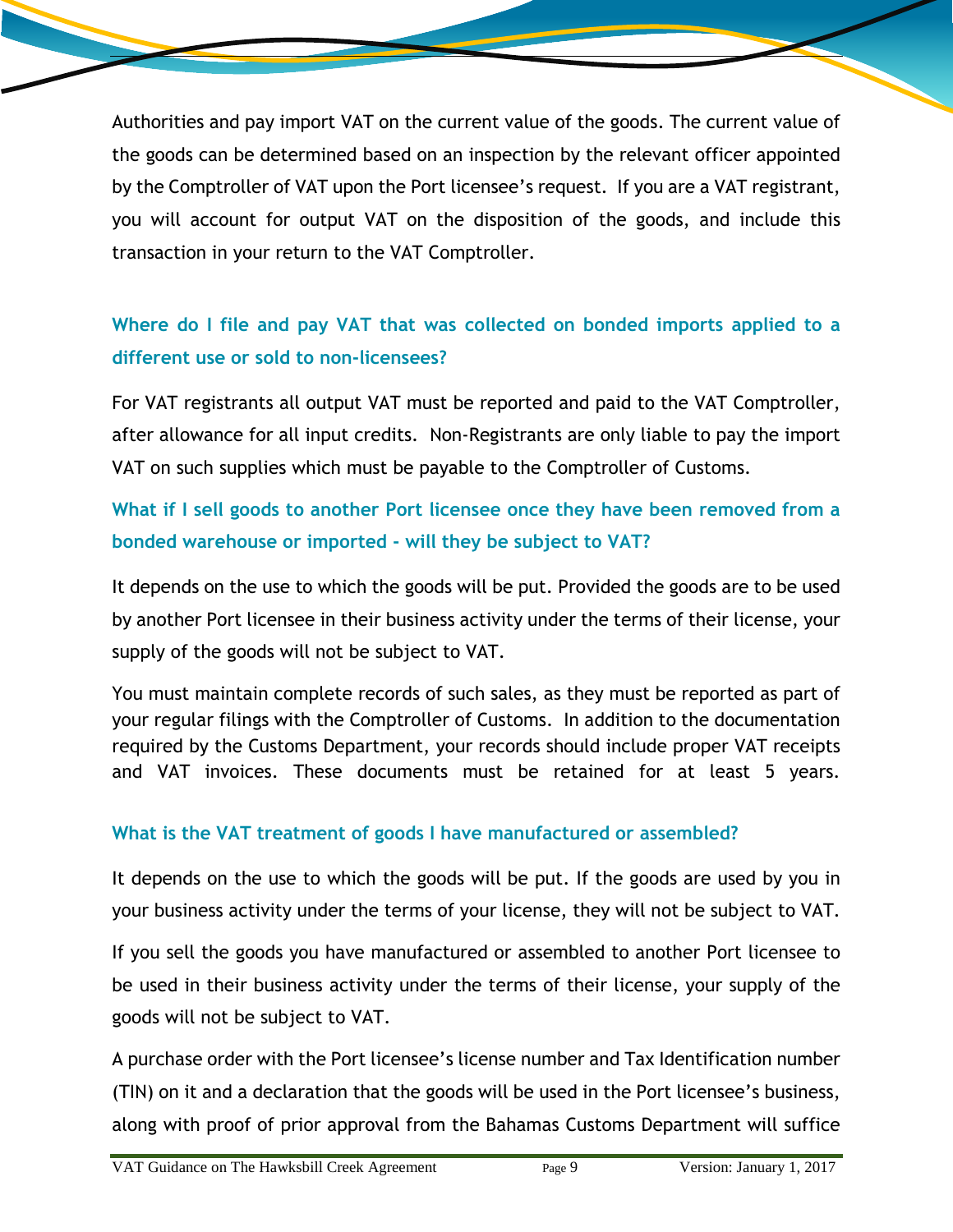Authorities and pay import VAT on the current value of the goods. The current value of the goods can be determined based on an inspection by the relevant officer appointed by the Comptroller of VAT upon the Port licensee's request. If you are a VAT registrant, you will account for output VAT on the disposition of the goods, and include this transaction in your return to the VAT Comptroller.

### Where do I file and pay VAT that was collected on bonded imports applied to a different use or sold to non-licensees?

For VAT registrants all output VAT must be reported and paid to the VAT Comptroller, after allowance for all input credits. Non-Registrants are only liable to pay the import VAT on such supplies which must be payable to the Comptroller of Customs.

### What if I sell goods to another Port licensee once they have been removed from a bonded warehouse or imported - will they be subject to VAT?

It depends on the use to which the goods will be put. Provided the goods are to be used by another Port licensee in their business activity under the terms of their license, your supply of the goods will not be subject to VAT.

You must maintain complete records of such sales, as they must be reported as part of your regular filings with the Comptroller of Customs. In addition to the documentation required by the Customs Department, your records should include proper VAT receipts and VAT invoices. These documents must be retained for at least 5 years.

### What is the VAT treatment of goods I have manufactured or assembled?

It depends on the use to which the goods will be put. If the goods are used by you in your business activity under the terms of your license, they will not be subject to VAT.

If you sell the goods you have manufactured or assembled to another Port licensee to be used in their business activity under the terms of their license, your supply of the goods will not be subject to VAT.

A purchase order with the Port licensee's license number and Tax Identification number (TIN) on it and a declaration that the goods will be used in the Port licensee's business, along with proof of prior approval from the Bahamas Customs Department will suffice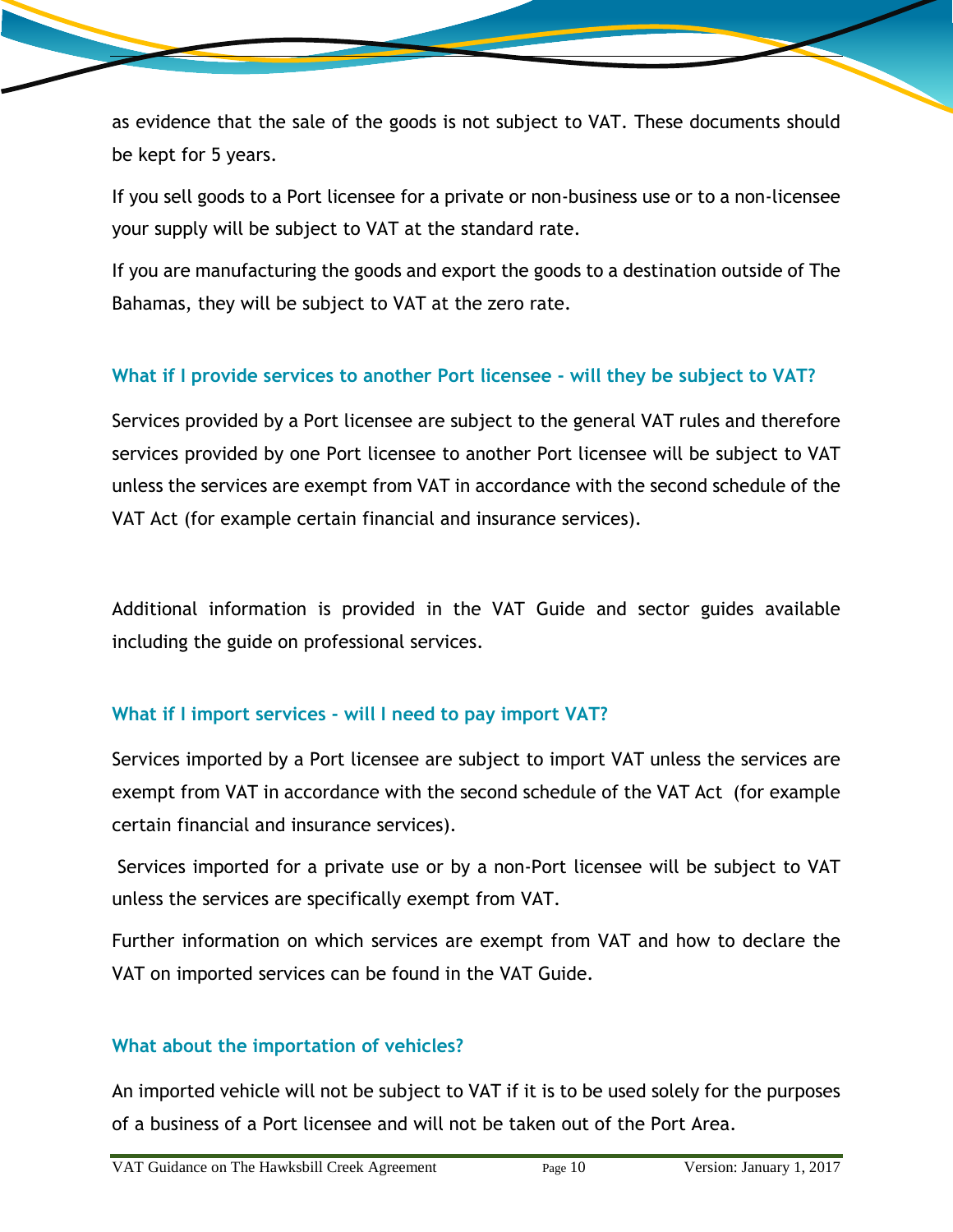as evidence that the sale of the goods is not subject to VAT. These documents should be kept for 5 years.

If you sell goods to a Port licensee for a private or non-business use or to a non-licensee your supply will be subject to VAT at the standard rate.

If you are manufacturing the goods and export the goods to a destination outside of The Bahamas, they will be subject to VAT at the zero rate.

### What if I provide services to another Port licensee - will they be subject to VAT?

Services provided by a Port licensee are subject to the general VAT rules and therefore services provided by one Port licensee to another Port licensee will be subject to VAT unless the services are exempt from VAT in accordance with the second schedule of the VAT Act (for example certain financial and insurance services).

Additional information is provided in the VAT Guide and sector guides available including the guide on professional services.

### What if I import services - will I need to pay import VAT?

Services imported by a Port licensee are subject to import VAT unless the services are exempt from VAT in accordance with the second schedule of the VAT Act (for example certain financial and insurance services).

Services imported for a private use or by a non-Port licensee will be subject to VAT unless the services are specifically exempt from VAT.

Further information on which services are exempt from VAT and how to declare the VAT on imported services can be found in the VAT Guide.

### What about the importation of vehicles?

An imported vehicle will not be subject to VAT if it is to be used solely for the purposes of a business of a Port licensee and will not be taken out of the Port Area.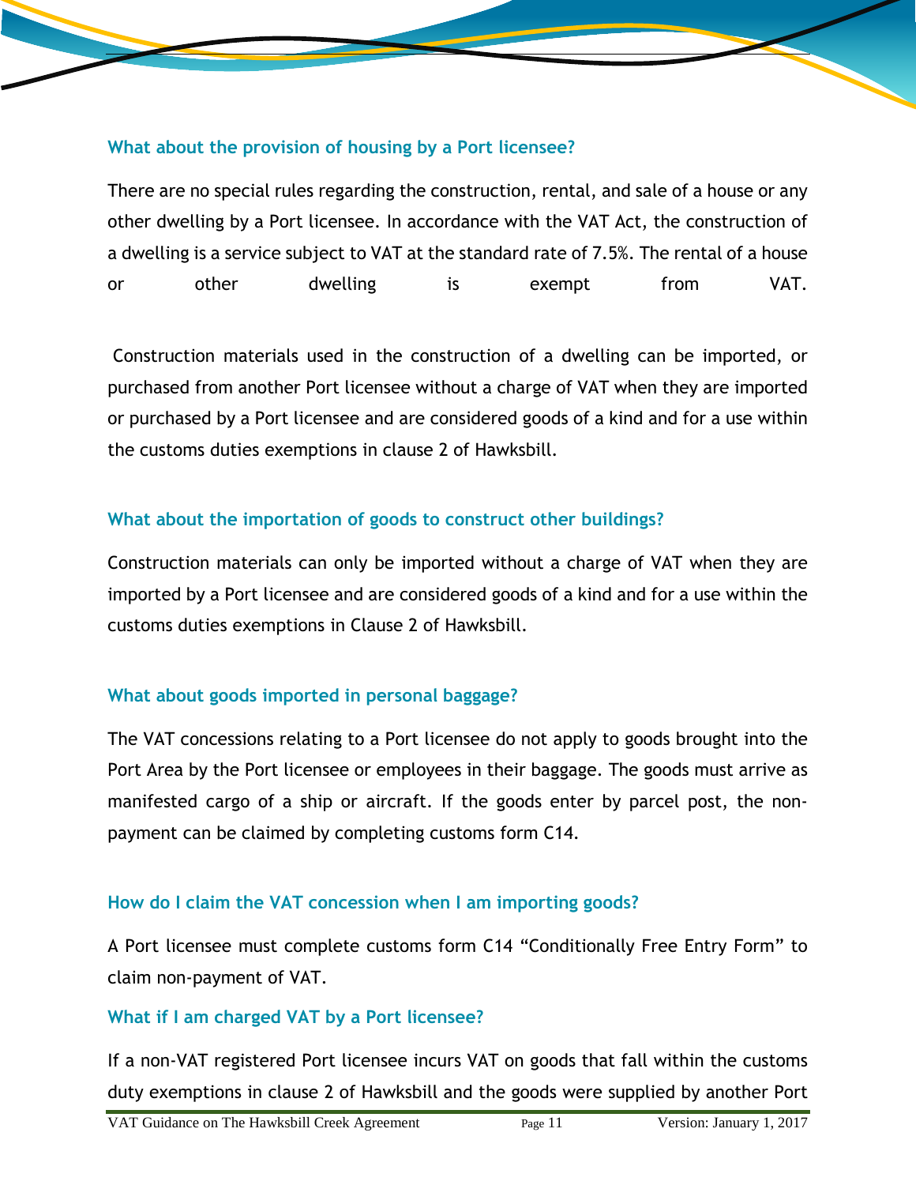### What about the provision of housing by a Port licensee?

There are no special rules regarding the construction, rental, and sale of a house or any other dwelling by a Port licensee. In accordance with the VAT Act, the construction of a dwelling is a service subject to VAT at the standard rate of 7.5%. The rental of a house or other dwelling is exempt from VAT.

Construction materials used in the construction of a dwelling can be imported, or purchased from another Port licensee without a charge of VAT when they are imported or purchased by a Port licensee and are considered goods of a kind and for a use within the customs duties exemptions in clause 2 of Hawksbill.

### What about the importation of goods to construct other buildings?

Construction materials can only be imported without a charge of VAT when they are imported by a Port licensee and are considered goods of a kind and for a use within the customs duties exemptions in Clause 2 of Hawksbill.

### What about goods imported in personal baggage?

The VAT concessions relating to a Port licensee do not apply to goods brought into the Port Area by the Port licensee or employees in their baggage. The goods must arrive as manifested cargo of a ship or aircraft. If the goods enter by parcel post, the non-payment can be claimed by completing customs form C14.

### How do I claim the VAT concession when I am importing goods?

A Port licensee must complete customs form C14 “Conditionally Free Entry Form” to claim non-payment of VAT.

### What if I am charged VAT by a Port licensee?

If a non-VAT registered Port licensee incurs VAT on goods that fall within the customs duty exemptions in clause 2 of Hawksbill and the goods were supplied by another Port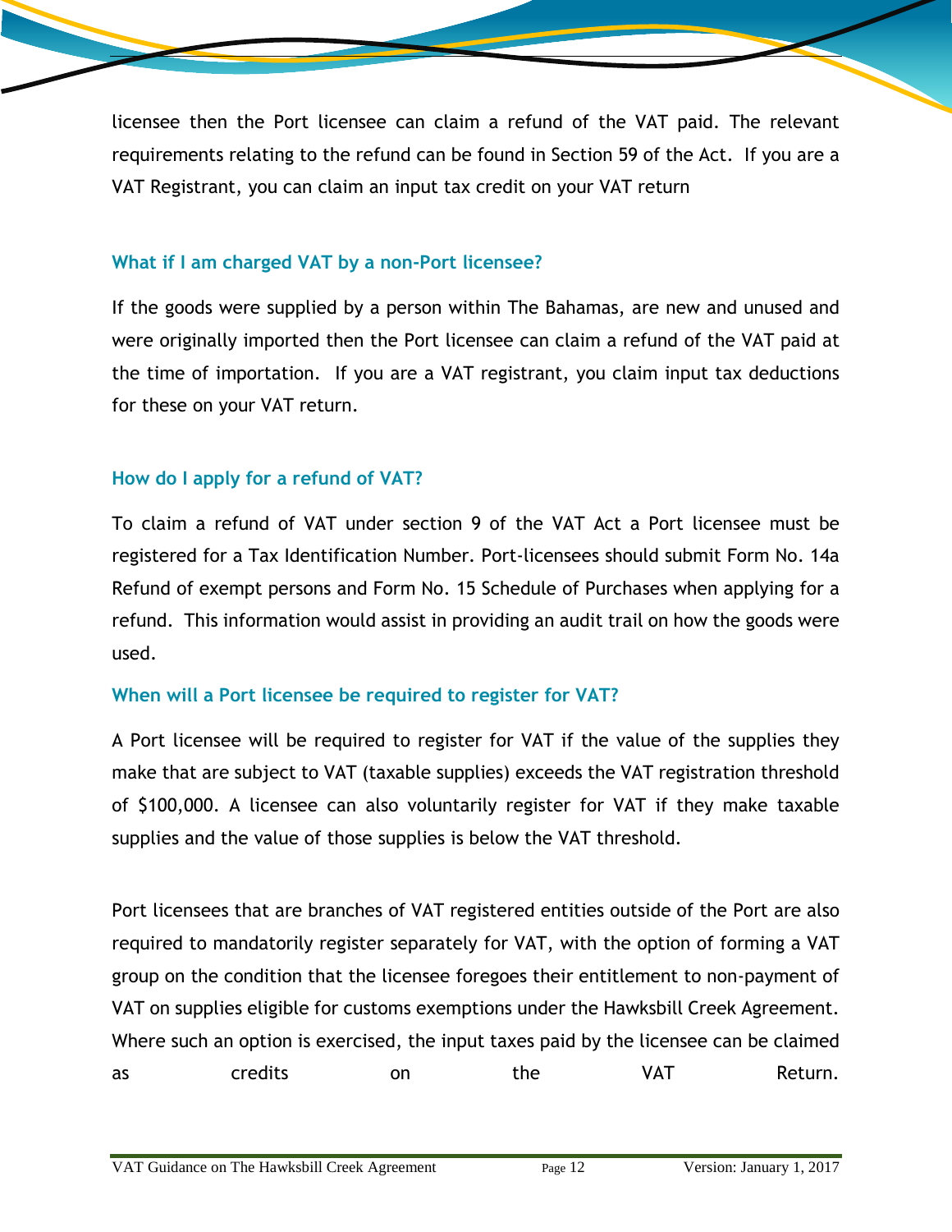licensee then the Port licensee can claim a refund of the VAT paid. The relevant requirements relating to the refund can be found in Section 59 of the Act. If you are a VAT Registrant, you can claim an input tax credit on your VAT return

### What if I am charged VAT by a non-Port licensee?

If the goods were supplied by a person within The Bahamas, are new and unused and were originally imported then the Port licensee can claim a refund of the VAT paid at the time of importation. If you are a VAT registrant, you claim input tax deductions for these on your VAT return.

### How do I apply for a refund of VAT?

To claim a refund of VAT under section 9 of the VAT Act a Port licensee must be registered for a Tax Identification Number. Port-licensees should submit Form No. 14a Refund of exempt persons and Form No. 15 Schedule of Purchases when applying for a refund. This information would assist in providing an audit trail on how the goods were used.

### When will a Port licensee be required to register for VAT?

A Port licensee will be required to register for VAT if the value of the supplies they make that are subject to VAT (taxable supplies) exceeds the VAT registration threshold of $100,000. A licensee can also voluntarily register for VAT if they make taxable supplies and the value of those supplies is below the VAT threshold.

Port licensees that are branches of VAT registered entities outside of the Port are also required to mandatorily register separately for VAT, with the option of forming a VAT group on the condition that the licensee foregoes their entitlement to non-payment of VAT on supplies eligible for customs exemptions under the Hawksbill Creek Agreement. Where such an option is exercised, the input taxes paid by the licensee can be claimed as credits on the VAT Return.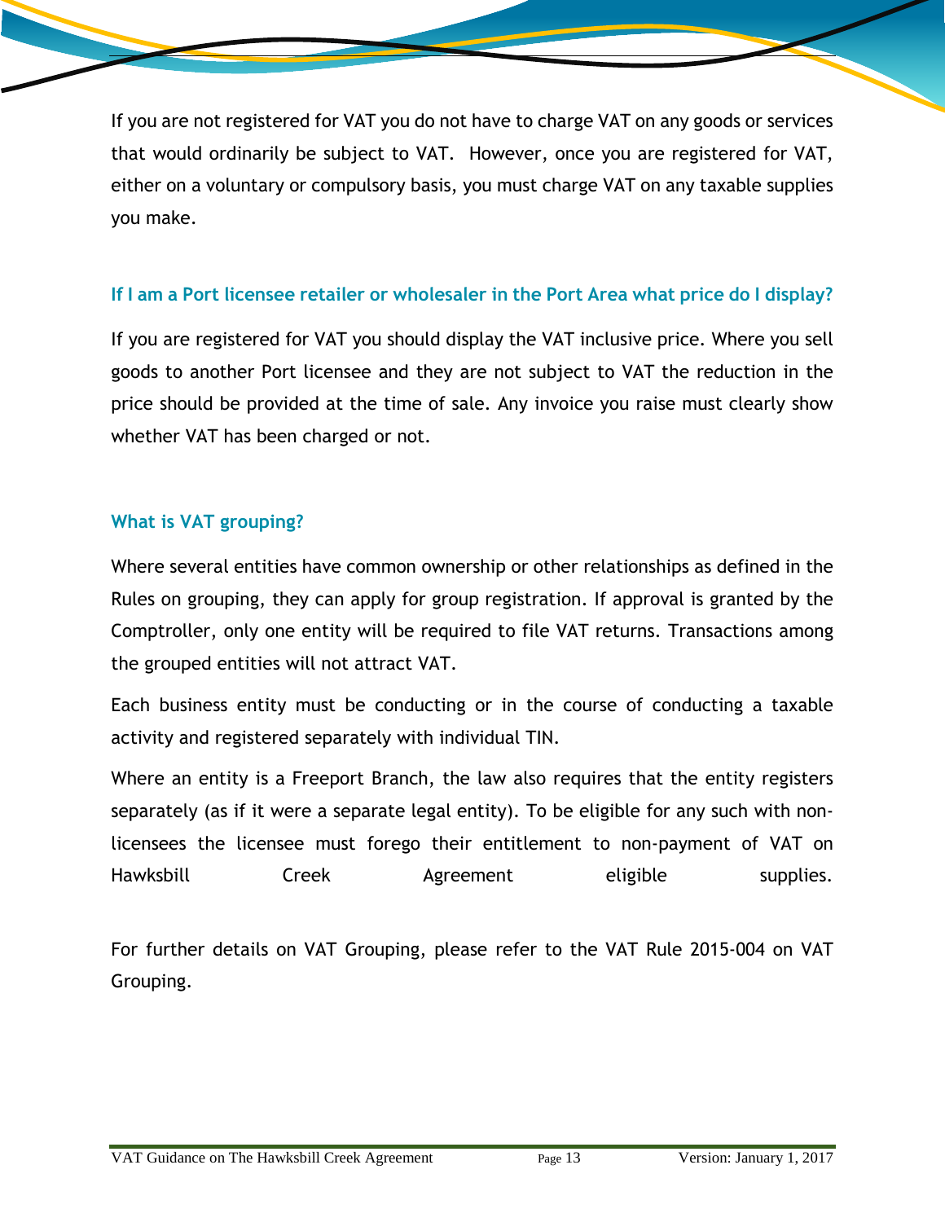If you are not registered for VAT you do not have to charge VAT on any goods or services that would ordinarily be subject to VAT. However, once you are registered for VAT, either on a voluntary or compulsory basis, you must charge VAT on any taxable supplies you make.

### If I am a Port licensee retailer or wholesaler in the Port Area what price do I display?

If you are registered for VAT you should display the VAT inclusive price. Where you sell goods to another Port licensee and they are not subject to VAT the reduction in the price should be provided at the time of sale. Any invoice you raise must clearly show whether VAT has been charged or not.

### What is VAT grouping?

Where several entities have common ownership or other relationships as defined in the Rules on grouping, they can apply for group registration. If approval is granted by the Comptroller, only one entity will be required to file VAT returns. Transactions among the grouped entities will not attract VAT.

Each business entity must be conducting or in the course of conducting a taxable activity and registered separately with individual TIN.

Where an entity is a Freeport Branch, the law also requires that the entity registers separately (as if it were a separate legal entity). To be eligible for any such with non-licensees the licensee must forego their entitlement to non-payment of VAT on Hawksbill Creek Agreement eligible supplies.

For further details on VAT Grouping, please refer to the VAT Rule 2015-004 on VAT Grouping.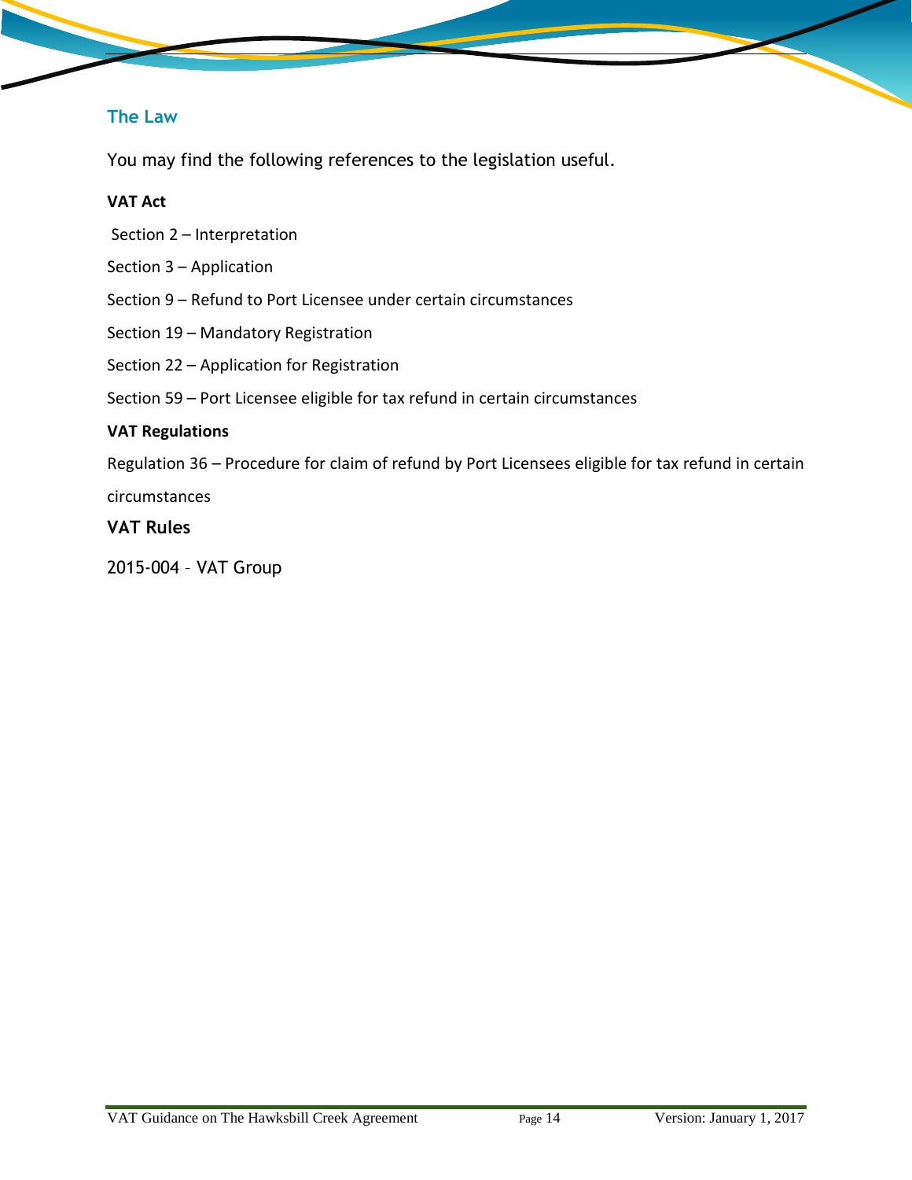## The Law

You may find the following references to the legislation useful.

**VAT Act**

Section 2 – Interpretation

Section 3 – Application

Section 9 – Refund to Port Licensee under certain circumstances

Section 19 – Mandatory Registration

Section 22 – Application for Registration

Section 59 – Port Licensee eligible for tax refund in certain circumstances

**VAT Regulations**

Regulation 36 – Procedure for claim of refund by Port Licensees eligible for tax refund in certain circumstances

**VAT Rules**

2015-004 – VAT Group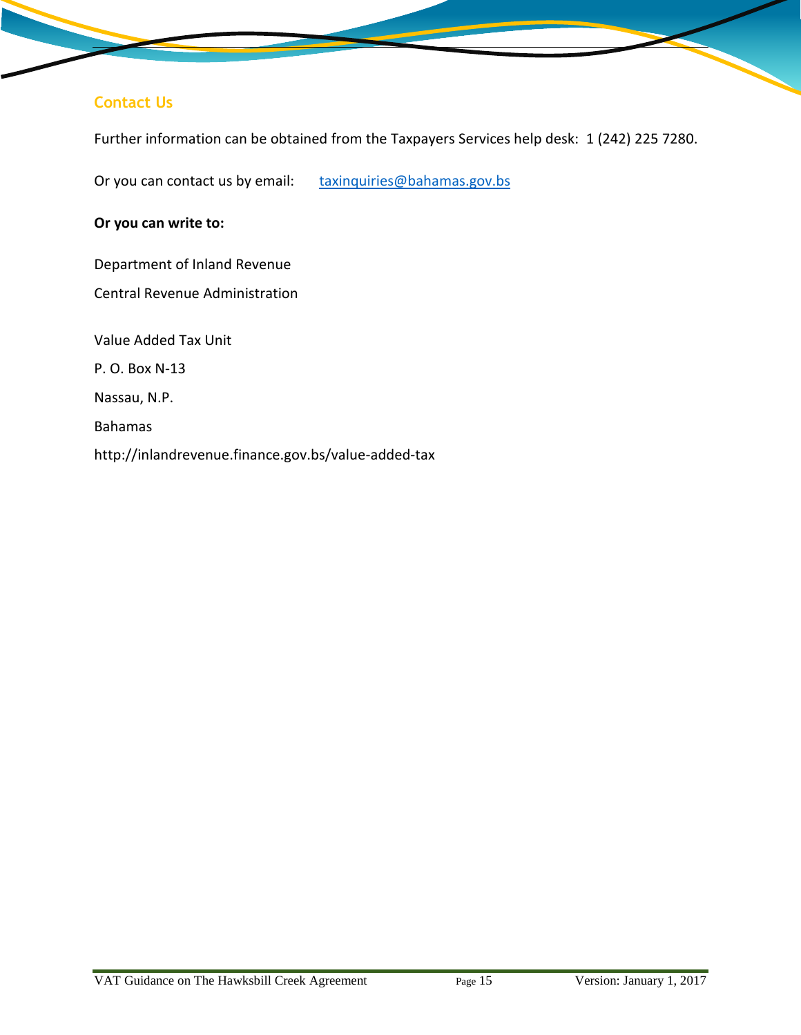## Contact Us

Further information can be obtained from the Taxpayers Services help desk: 1 (242) 225 7280.

Or you can contact us by email: taxinquiries@bahamas.gov.bs

**Or you can write to:**

Department of Inland Revenue

Central Revenue Administration

Value Added Tax Unit

P. O. Box N-13

Nassau, N.P.

Bahamas

http://inlandrevenue.finance.gov.bs/value-added-tax